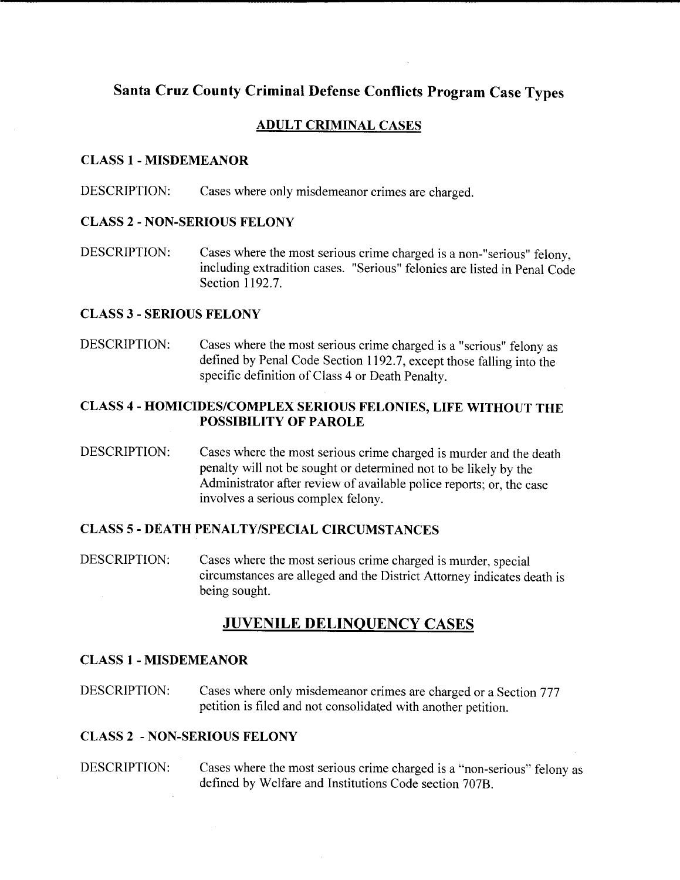# Santa Cruz County Criminal Defense Conflicts Program Case Types

## ADULT CRIMINAL CASES

### CLASS 1 - MISDEMEANOR

DESCRIPTION: Cases where only misdemeanor crimes are charged.

### CLASS 2 - NON-SERIOUS FELONY

DESCRIPTION: Cases where the most serious crime charged is a non-"serious" felony, including extradition cases. "Serious" felonies are listed in Penal Code Section 1192.7.

### CLASS 3 - SERIOUS FELONY

DESCRIPTION: Cases where the most serious crime charged is a "serious" felony as defined by Penal Code Section 1192.7, except those falling into the specific definition of Class 4 or Death Penalty.

### CLASS 4 - HOMICIDES/COMPLEX SERIOUS FELONIES, LIFE WITHOUT THE POSSIBILITY OF PAROLE

DESCRIPTION: Cases where the most serious crime charged is murder and the death penalty will not be sought or determined not to be likely by the Administrator after review of available police reports; or, the case involves a serious complex felony.

### CLASS 5 - DEATH PENALTY/SPECIAL CIRCUMSTANCES

DESCRIPTION: Cases where the most serious crime charged is murder, special circumstances are alleged and the District Attorney indicates death is being sought.

## JUVENILE DELINQUENCY CASES

### CLASS 1 - MISDEMEANOR

DESCRIPTION: Cases where only misdemeanor crimes are charged or a Section 777 petition is filed and not consolidated with another petition.

### CLASS 2 - NON-SERIOUS FELONY

DESCRIPTION: Cases where the most serious crime charged is a "non-serious" felony as defined by Welfare and Institutions Code section 707B.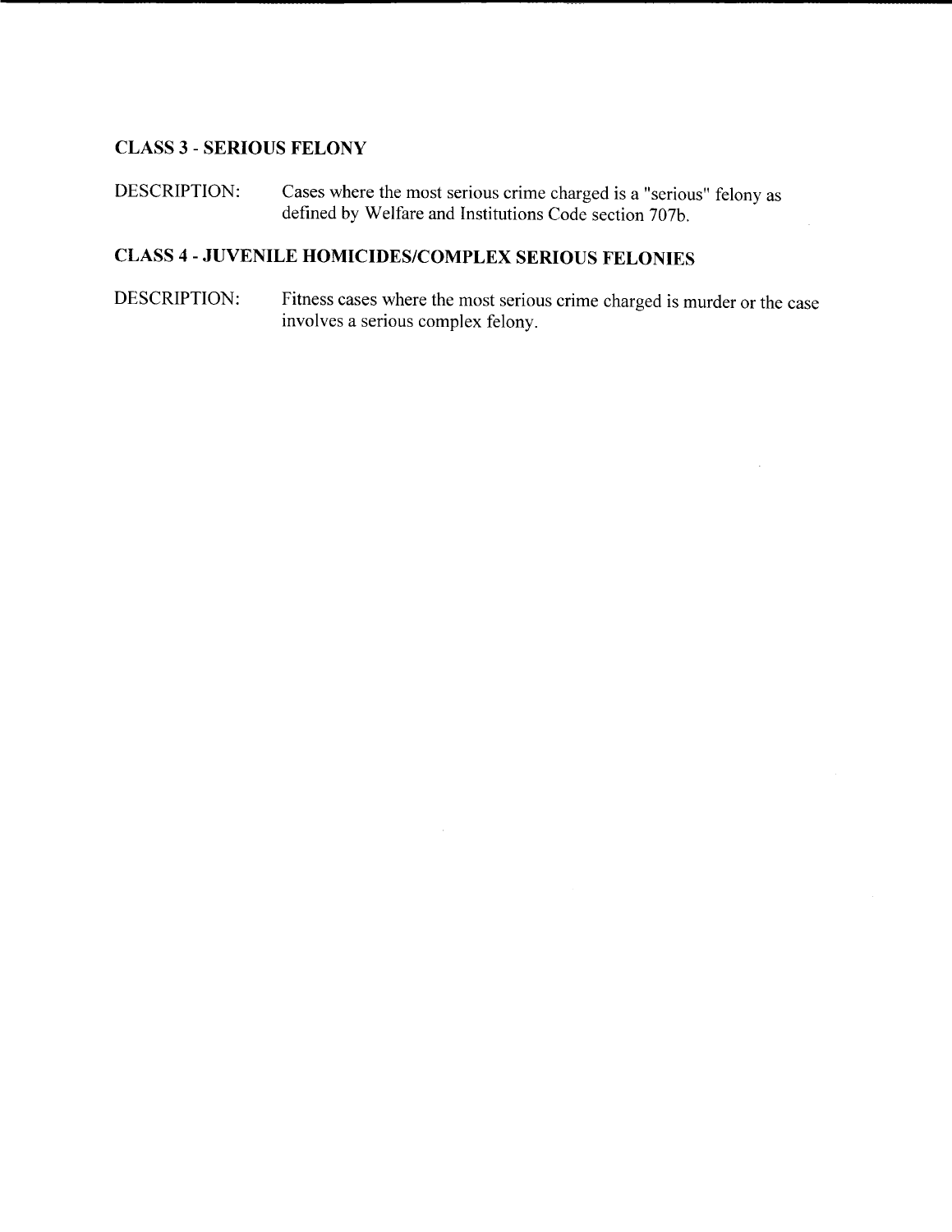## CLASS 3 - SERIOUS FELONY

DESCRIPTION: Cases where the most serious crime charged is a "serious" felony as defined by Welfare and Institutions Code section 707b.

## CLASS 4 - JUVENILE HOMICIDES/COMPLEX SERIOUS FELONIES

DESCRIPTION: Fitness cases where the most serious crime charged is murder or the case involves a serious complex felony.